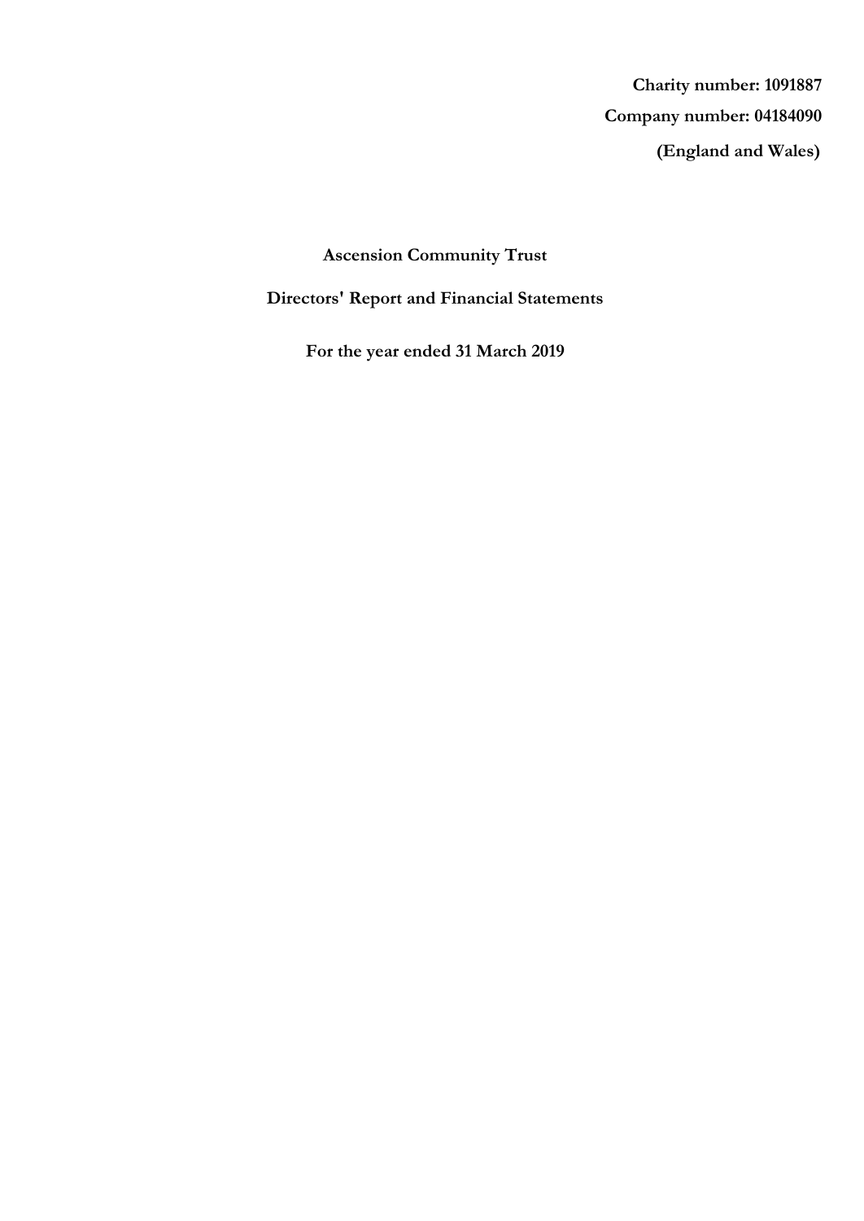**Charity number: 1091887**

**Company number: 04184090**

**(England and Wales)**

# Ascension Community Trust

## Directors' Report and Financial Statements

### For the year ended 31 March 2019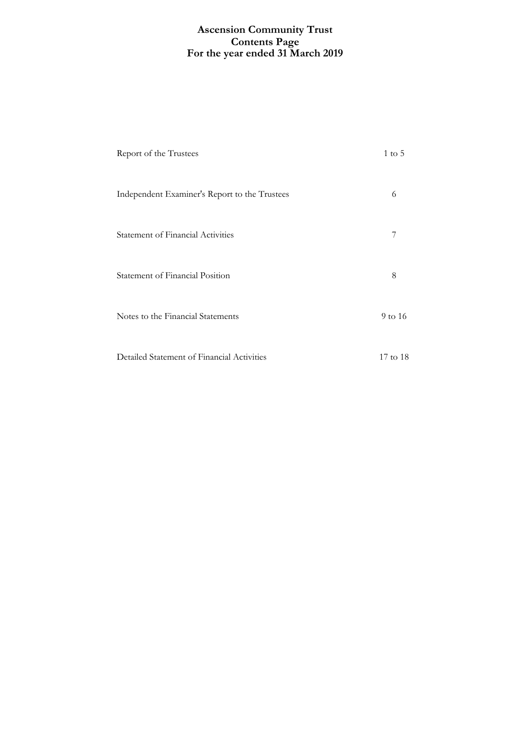# Ascension Community Trust
## Contents Page
## For the year ended 31 March 2019

| | |
|---|---|
| Report of the Trustees | 1 to 5 |
| Independent Examiner's Report to the Trustees | 6 |
| Statement of Financial Activities | 7 |
| Statement of Financial Position | 8 |
| Notes to the Financial Statements | 9 to 16 |
| Detailed Statement of Financial Activities | 17 to 18 |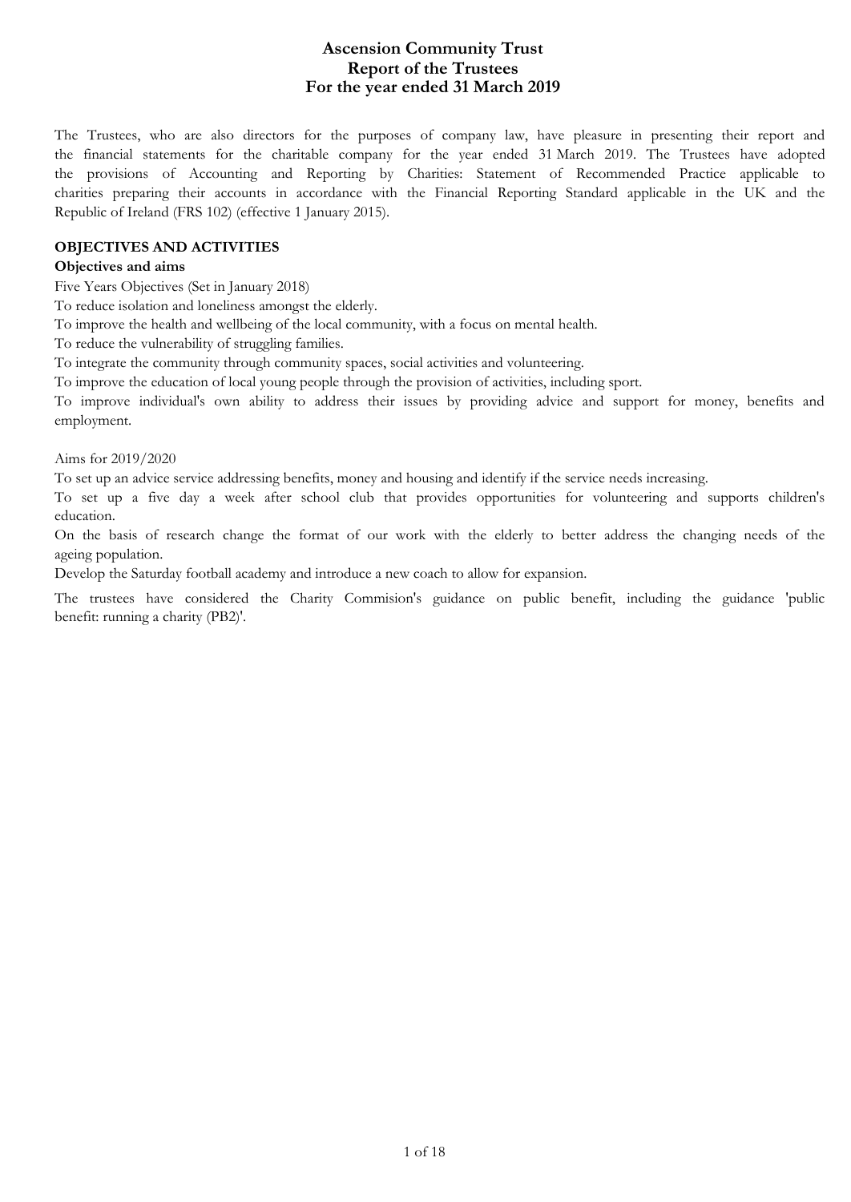# Ascension Community Trust
## Report of the Trustees
## For the year ended 31 March 2019

The Trustees, who are also directors for the purposes of company law, have pleasure in presenting their report and the financial statements for the charitable company for the year ended 31 March 2019. The Trustees have adopted the provisions of Accounting and Reporting by Charities: Statement of Recommended Practice applicable to charities preparing their accounts in accordance with the Financial Reporting Standard applicable in the UK and the Republic of Ireland (FRS 102) (effective 1 January 2015).

**OBJECTIVES AND ACTIVITIES**

**Objectives and aims**

Five Years Objectives (Set in January 2018)

To reduce isolation and loneliness amongst the elderly.

To improve the health and wellbeing of the local community, with a focus on mental health.

To reduce the vulnerability of struggling families.

To integrate the community through community spaces, social activities and volunteering.

To improve the education of local young people through the provision of activities, including sport.

To improve individual's own ability to address their issues by providing advice and support for money, benefits and employment.

Aims for 2019/2020

To set up an advice service addressing benefits, money and housing and identify if the service needs increasing.

To set up a five day a week after school club that provides opportunities for volunteering and supports children's education.

On the basis of research change the format of our work with the elderly to better address the changing needs of the ageing population.

Develop the Saturday football academy and introduce a new coach to allow for expansion.

The trustees have considered the Charity Commision's guidance on public benefit, including the guidance 'public benefit: running a charity (PB2)'.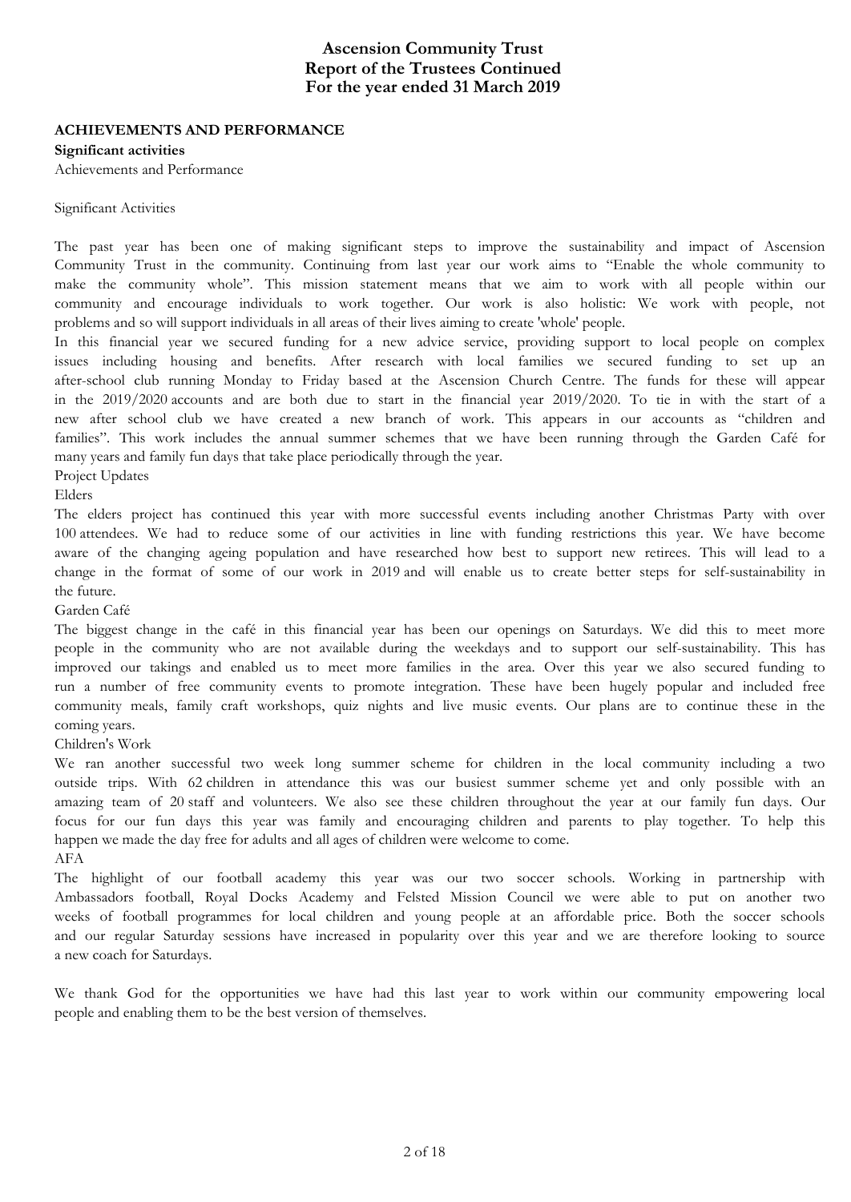## ACHIEVEMENTS AND PERFORMANCE

**Significant activities**

Achievements and Performance

Significant Activities

The past year has been one of making significant steps to improve the sustainability and impact of Ascension Community Trust in the community. Continuing from last year our work aims to "Enable the whole community to make the community whole". This mission statement means that we aim to work with all people within our community and encourage individuals to work together. Our work is also holistic: We work with people, not problems and so will support individuals in all areas of their lives aiming to create 'whole' people.

In this financial year we secured funding for a new advice service, providing support to local people on complex issues including housing and benefits. After research with local families we secured funding to set up an after-school club running Monday to Friday based at the Ascension Church Centre. The funds for these will appear in the 2019/2020 accounts and are both due to start in the financial year 2019/2020. To tie in with the start of a new after school club we have created a new branch of work. This appears in our accounts as "children and families". This work includes the annual summer schemes that we have been running through the Garden Café for many years and family fun days that take place periodically through the year.

Project Updates

Elders

The elders project has continued this year with more successful events including another Christmas Party with over 100 attendees. We had to reduce some of our activities in line with funding restrictions this year. We have become aware of the changing ageing population and have researched how best to support new retirees. This will lead to a change in the format of some of our work in 2019 and will enable us to create better steps for self-sustainability in the future.

Garden Café

The biggest change in the café in this financial year has been our openings on Saturdays. We did this to meet more people in the community who are not available during the weekdays and to support our self-sustainability. This has improved our takings and enabled us to meet more families in the area. Over this year we also secured funding to run a number of free community events to promote integration. These have been hugely popular and included free community meals, family craft workshops, quiz nights and live music events. Our plans are to continue these in the coming years.

Children's Work

We ran another successful two week long summer scheme for children in the local community including a two outside trips. With 62 children in attendance this was our busiest summer scheme yet and only possible with an amazing team of 20 staff and volunteers. We also see these children throughout the year at our family fun days. Our focus for our fun days this year was family and encouraging children and parents to play together. To help this happen we made the day free for adults and all ages of children were welcome to come.

AFA

The highlight of our football academy this year was our two soccer schools. Working in partnership with Ambassadors football, Royal Docks Academy and Felsted Mission Council we were able to put on another two weeks of football programmes for local children and young people at an affordable price. Both the soccer schools and our regular Saturday sessions have increased in popularity over this year and we are therefore looking to source a new coach for Saturdays.

We thank God for the opportunities we have had this last year to work within our community empowering local people and enabling them to be the best version of themselves.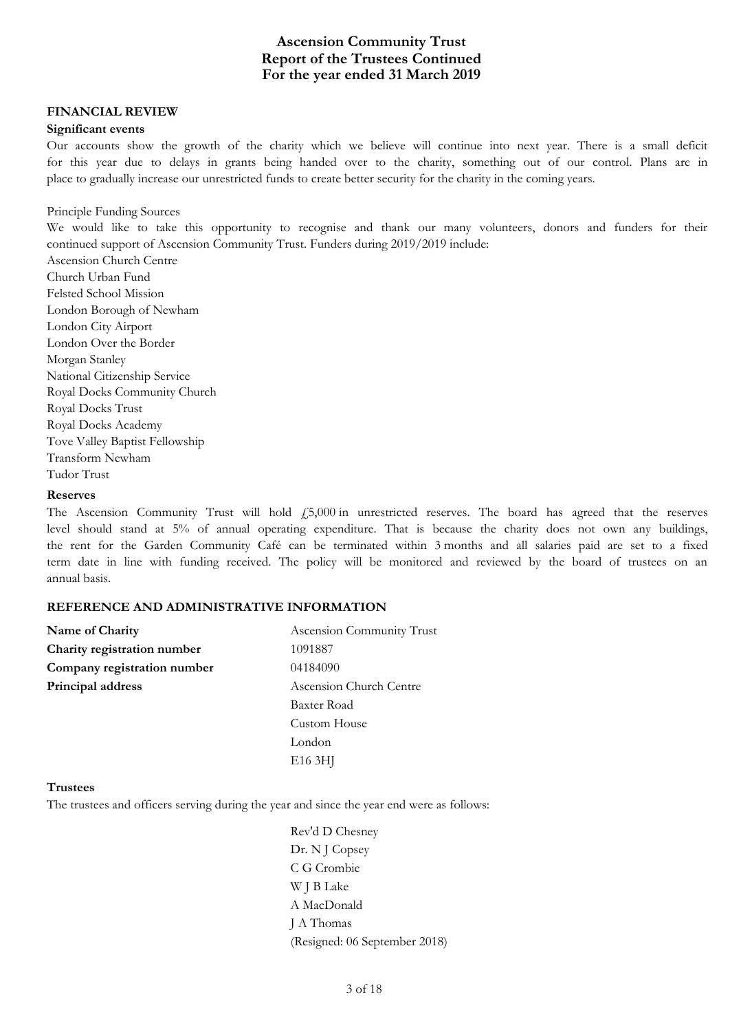## FINANCIAL REVIEW

### Significant events

Our accounts show the growth of the charity which we believe will continue into next year. There is a small deficit for this year due to delays in grants being handed over to the charity, something out of our control. Plans are in place to gradually increase our unrestricted funds to create better security for the charity in the coming years.

Principle Funding Sources

We would like to take this opportunity to recognise and thank our many volunteers, donors and funders for their continued support of Ascension Community Trust. Funders during 2019/2019 include:

Ascension Church Centre
Church Urban Fund
Felsted School Mission
London Borough of Newham
London City Airport
London Over the Border
Morgan Stanley
National Citizenship Service
Royal Docks Community Church
Royal Docks Trust
Royal Docks Academy
Tove Valley Baptist Fellowship
Transform Newham
Tudor Trust

### Reserves

The Ascension Community Trust will hold £5,000 in unrestricted reserves. The board has agreed that the reserves level should stand at 5% of annual operating expenditure. That is because the charity does not own any buildings, the rent for the Garden Community Café can be terminated within 3 months and all salaries paid are set to a fixed term date in line with funding received. The policy will be monitored and reviewed by the board of trustees on an annual basis.

## REFERENCE AND ADMINISTRATIVE INFORMATION

| | |
|---|---|
| **Name of Charity** | Ascension Community Trust |
| **Charity registration number** | 1091887 |
| **Company registration number** | 04184090 |
| **Principal address** | Ascension Church Centre<br>Baxter Road<br>Custom House<br>London<br>E16 3HJ |

### Trustees

The trustees and officers serving during the year and since the year end were as follows:

Rev'd D Chesney
Dr. N J Copsey
C G Crombie
W J B Lake
A MacDonald
J A Thomas
(Resigned: 06 September 2018)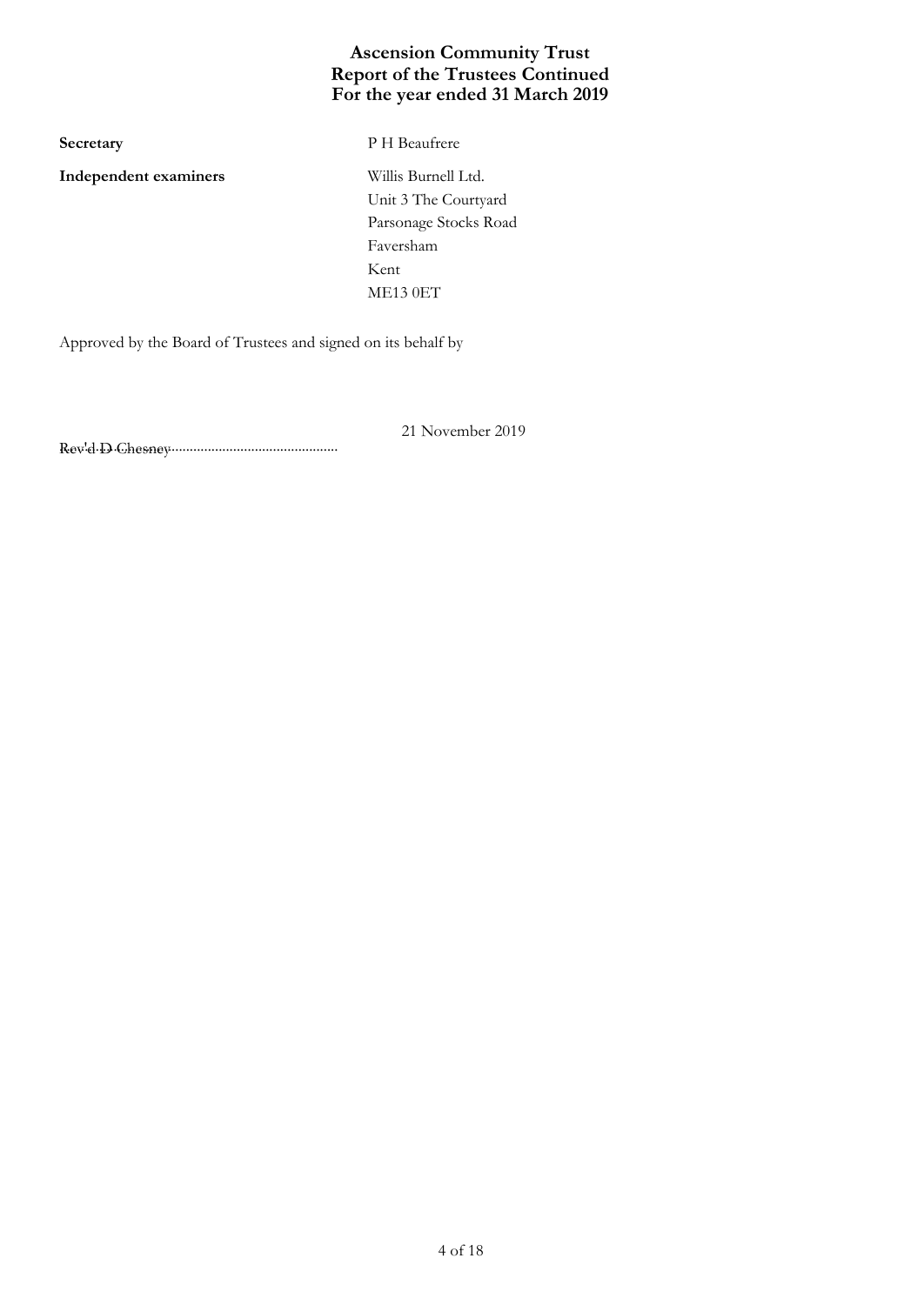# Ascension Community Trust
## Report of the Trustees Continued
## For the year ended 31 March 2019

| | |
|---|---|
| **Secretary** | P H Beaufrere |
| **Independent examiners** | Willis Burnell Ltd.<br>Unit 3 The Courtyard<br>Parsonage Stocks Road<br>Faversham<br>Kent<br>ME13 0ET |

Approved by the Board of Trustees and signed on its behalf by

Rev'd D Chesney.............................................. 21 November 2019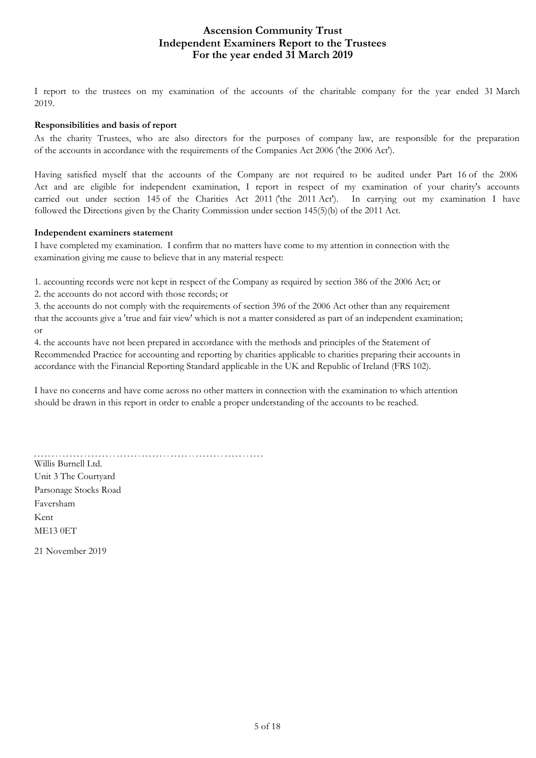# Ascension Community Trust
## Independent Examiners Report to the Trustees
## For the year ended 31 March 2019

I report to the trustees on my examination of the accounts of the charitable company for the year ended 31 March 2019.

### Responsibilities and basis of report

As the charity Trustees, who are also directors for the purposes of company law, are responsible for the preparation of the accounts in accordance with the requirements of the Companies Act 2006 ('the 2006 Act').

Having satisfied myself that the accounts of the Company are not required to be audited under Part 16 of the 2006 Act and are eligible for independent examination, I report in respect of my examination of your charity's accounts carried out under section 145 of the Charities Act 2011 ('the 2011 Act'). In carrying out my examination I have followed the Directions given by the Charity Commission under section 145(5)(b) of the 2011 Act.

### Independent examiners statement

I have completed my examination. I confirm that no matters have come to my attention in connection with the examination giving me cause to believe that in any material respect:

1. accounting records were not kept in respect of the Company as required by section 386 of the 2006 Act; or
2. the accounts do not accord with those records; or
3. the accounts do not comply with the requirements of section 396 of the 2006 Act other than any requirement that the accounts give a 'true and fair view' which is not a matter considered as part of an independent examination; or
4. the accounts have not been prepared in accordance with the methods and principles of the Statement of Recommended Practice for accounting and reporting by charities applicable to charities preparing their accounts in accordance with the Financial Reporting Standard applicable in the UK and Republic of Ireland (FRS 102).

I have no concerns and have come across no other matters in connection with the examination to which attention should be drawn in this report in order to enable a proper understanding of the accounts to be reached.

Willis Burnell Ltd.
Unit 3 The Courtyard
Parsonage Stocks Road
Faversham
Kent
ME13 0ET

21 November 2019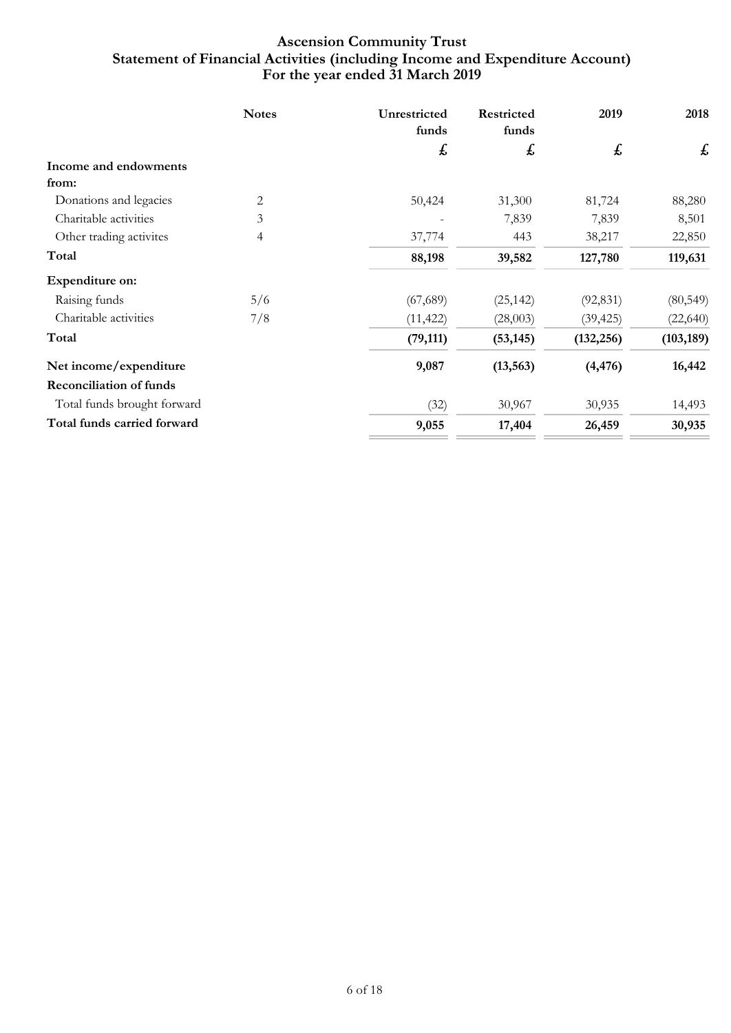# Ascension Community Trust
## Statement of Financial Activities (including Income and Expenditure Account)
## For the year ended 31 March 2019

| | Notes | Unrestricted funds | Restricted funds | 2019 | 2018 |
|---|---|---|---|---|---|
| | | £ | £ | £ | £ |
| **Income and endowments from:** | | | | | |
| Donations and legacies | 2 | 50,424 | 31,300 | 81,724 | 88,280 |
| Charitable activities | 3 | - | 7,839 | 7,839 | 8,501 |
| Other trading activites | 4 | 37,774 | 443 | 38,217 | 22,850 |
| **Total** | | **88,198** | **39,582** | **127,780** | **119,631** |
| **Expenditure on:** | | | | | |
| Raising funds | 5/6 | (67,689) | (25,142) | (92,831) | (80,549) |
| Charitable activities | 7/8 | (11,422) | (28,003) | (39,425) | (22,640) |
| **Total** | | **(79,111)** | **(53,145)** | **(132,256)** | **(103,189)** |
| **Net income/expenditure** | | **9,087** | **(13,563)** | **(4,476)** | **16,442** |
| **Reconciliation of funds** | | | | | |
| Total funds brought forward | | (32) | 30,967 | 30,935 | 14,493 |
| **Total funds carried forward** | | **9,055** | **17,404** | **26,459** | **30,935** |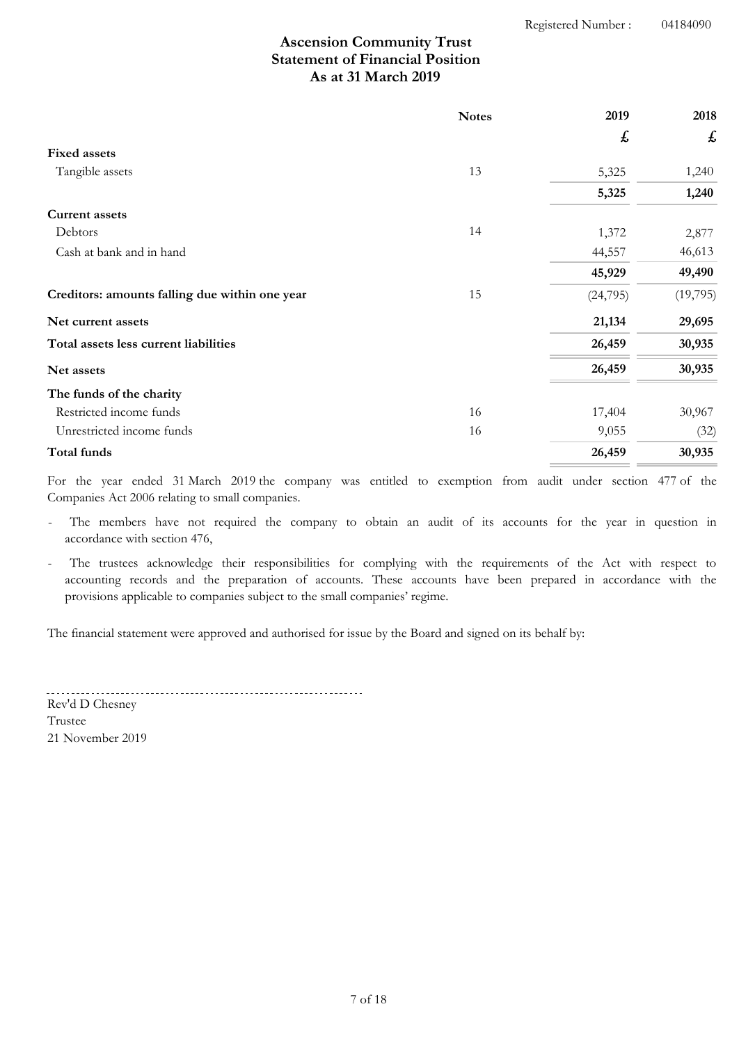Registered Number : 04184090

# Ascension Community Trust
## Statement of Financial Position
## As at 31 March 2019

| | Notes | 2019 | 2018 |
|---|---|---|---|
| | | £ | £ |
| **Fixed assets** | | | |
| Tangible assets | 13 | 5,325 | 1,240 |
| | | **5,325** | **1,240** |
| **Current assets** | | | |
| Debtors | 14 | 1,372 | 2,877 |
| Cash at bank and in hand | | 44,557 | 46,613 |
| | | **45,929** | **49,490** |
| **Creditors: amounts falling due within one year** | 15 | (24,795) | (19,795) |
| **Net current assets** | | **21,134** | **29,695** |
| **Total assets less current liabilities** | | **26,459** | **30,935** |
| **Net assets** | | **26,459** | **30,935** |
| **The funds of the charity** | | | |
| Restricted income funds | 16 | 17,404 | 30,967 |
| Unrestricted income funds | 16 | 9,055 | (32) |
| **Total funds** | | **26,459** | **30,935** |

For the year ended 31 March 2019 the company was entitled to exemption from audit under section 477 of the Companies Act 2006 relating to small companies.

- The members have not required the company to obtain an audit of its accounts for the year in question in accordance with section 476,
- The trustees acknowledge their responsibilities for complying with the requirements of the Act with respect to accounting records and the preparation of accounts. These accounts have been prepared in accordance with the provisions applicable to companies subject to the small companies' regime.

The financial statement were approved and authorised for issue by the Board and signed on its behalf by:

Rev'd D Chesney
Trustee
21 November 2019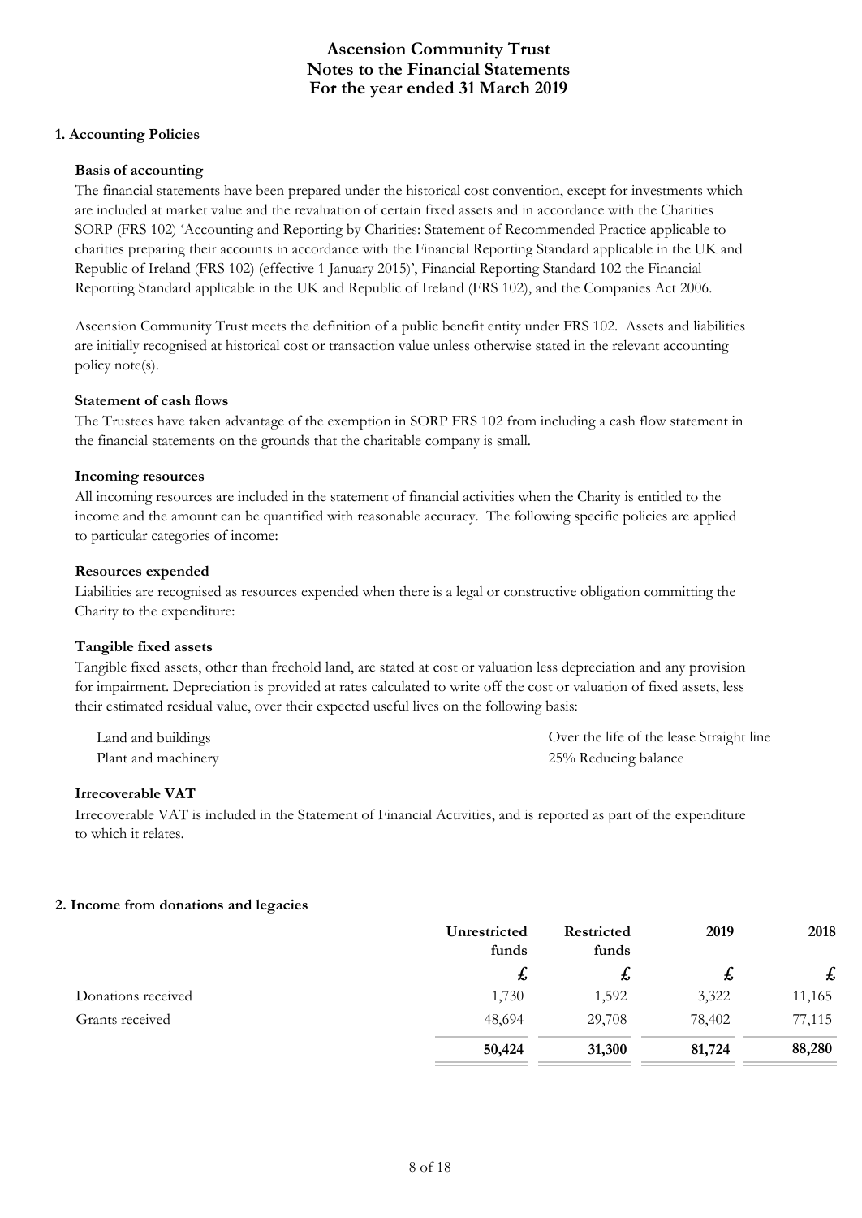# Ascension Community Trust
# Notes to the Financial Statements
# For the year ended 31 March 2019

## 1. Accounting Policies

### Basis of accounting

The financial statements have been prepared under the historical cost convention, except for investments which are included at market value and the revaluation of certain fixed assets and in accordance with the Charities SORP (FRS 102) 'Accounting and Reporting by Charities: Statement of Recommended Practice applicable to charities preparing their accounts in accordance with the Financial Reporting Standard applicable in the UK and Republic of Ireland (FRS 102) (effective 1 January 2015)', Financial Reporting Standard 102 the Financial Reporting Standard applicable in the UK and Republic of Ireland (FRS 102), and the Companies Act 2006.

Ascension Community Trust meets the definition of a public benefit entity under FRS 102. Assets and liabilities are initially recognised at historical cost or transaction value unless otherwise stated in the relevant accounting policy note(s).

### Statement of cash flows

The Trustees have taken advantage of the exemption in SORP FRS 102 from including a cash flow statement in the financial statements on the grounds that the charitable company is small.

### Incoming resources

All incoming resources are included in the statement of financial activities when the Charity is entitled to the income and the amount can be quantified with reasonable accuracy. The following specific policies are applied to particular categories of income:

### Resources expended

Liabilities are recognised as resources expended when there is a legal or constructive obligation committing the Charity to the expenditure:

### Tangible fixed assets

Tangible fixed assets, other than freehold land, are stated at cost or valuation less depreciation and any provision for impairment. Depreciation is provided at rates calculated to write off the cost or valuation of fixed assets, less their estimated residual value, over their expected useful lives on the following basis:

| | |
|---|---|
| Land and buildings | Over the life of the lease Straight line |
| Plant and machinery | 25% Reducing balance |

### Irrecoverable VAT

Irrecoverable VAT is included in the Statement of Financial Activities, and is reported as part of the expenditure to which it relates.

## 2. Income from donations and legacies

| | Unrestricted funds | Restricted funds | 2019 | 2018 |
|---|---|---|---|---|
| | £ | £ | £ | £ |
| Donations received | 1,730 | 1,592 | 3,322 | 11,165 |
| Grants received | 48,694 | 29,708 | 78,402 | 77,115 |
| | **50,424** | **31,300** | **81,724** | **88,280** |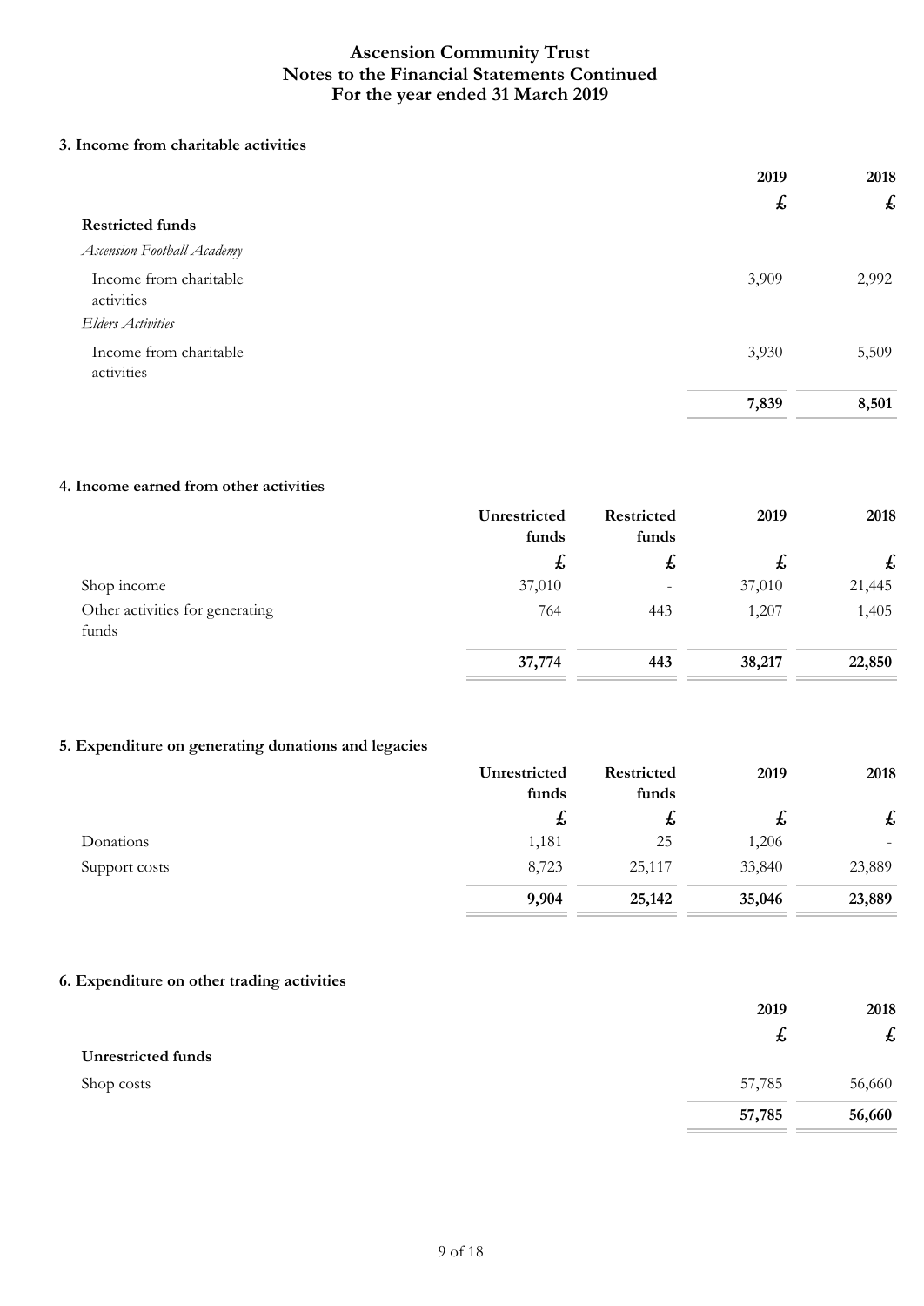# Ascension Community Trust
# Notes to the Financial Statements Continued
# For the year ended 31 March 2019

### 3. Income from charitable activities

| | 2019 | 2018 |
|---|---|---|
| | £ | £ |
| **Restricted funds** | | |
| *Ascension Football Academy* | | |
| Income from charitable activities | 3,909 | 2,992 |
| *Elders Activities* | | |
| Income from charitable activities | 3,930 | 5,509 |
| | **7,839** | **8,501** |

### 4. Income earned from other activities

| | Unrestricted funds | Restricted funds | 2019 | 2018 |
|---|---|---|---|---|
| | £ | £ | £ | £ |
| Shop income | 37,010 | - | 37,010 | 21,445 |
| Other activities for generating funds | 764 | 443 | 1,207 | 1,405 |
| | **37,774** | **443** | **38,217** | **22,850** |

### 5. Expenditure on generating donations and legacies

| | Unrestricted funds | Restricted funds | 2019 | 2018 |
|---|---|---|---|---|
| | £ | £ | £ | £ |
| Donations | 1,181 | 25 | 1,206 | - |
| Support costs | 8,723 | 25,117 | 33,840 | 23,889 |
| | **9,904** | **25,142** | **35,046** | **23,889** |

### 6. Expenditure on other trading activities

| | 2019 | 2018 |
|---|---|---|
| | £ | £ |
| **Unrestricted funds** | | |
| Shop costs | 57,785 | 56,660 |
| | **57,785** | **56,660** |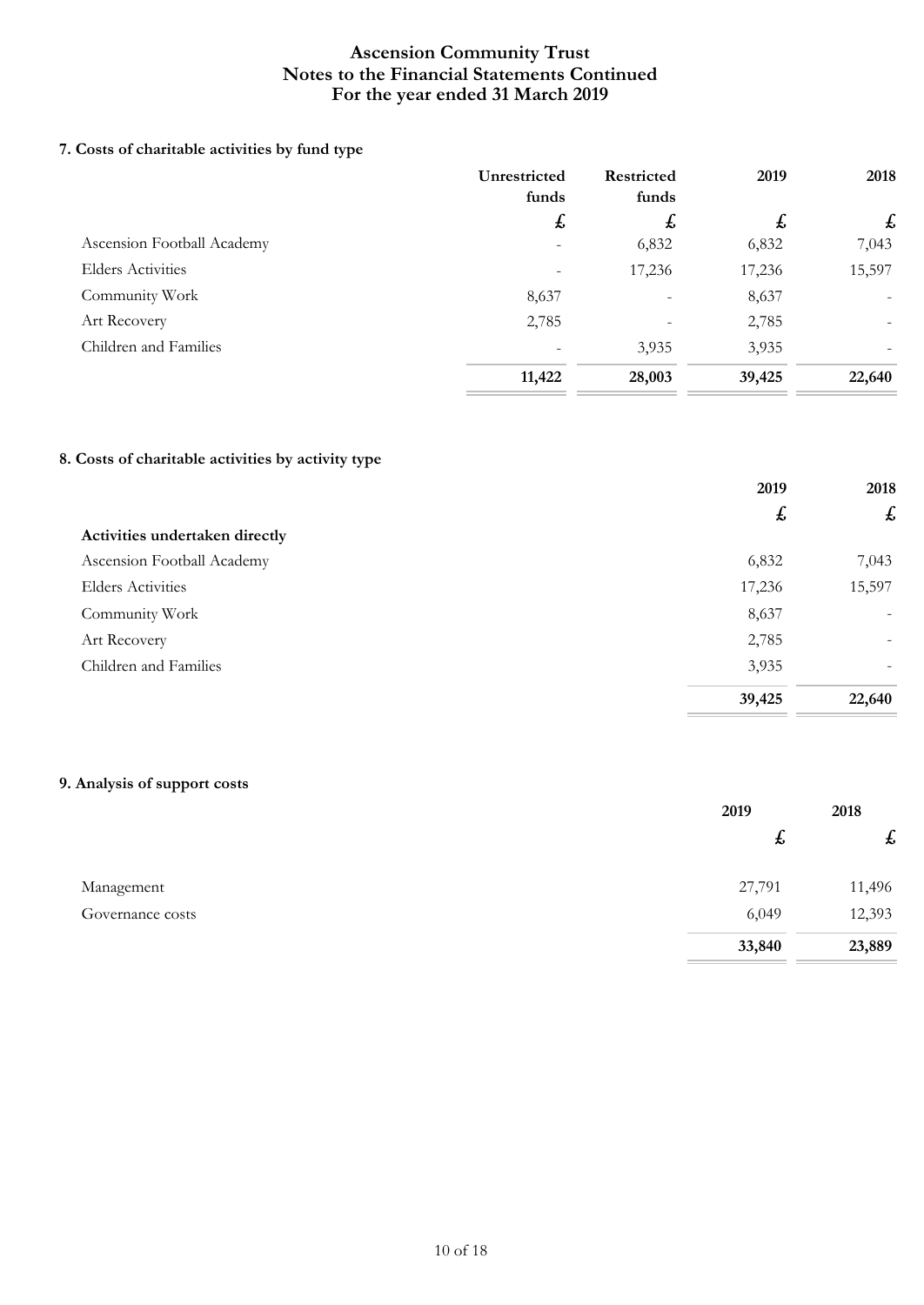# Ascension Community Trust
## Notes to the Financial Statements Continued
## For the year ended 31 March 2019

### 7. Costs of charitable activities by fund type

| | Unrestricted funds | Restricted funds | 2019 | 2018 |
|---|---|---|---|---|
| | £ | £ | £ | £ |
| Ascension Football Academy | - | 6,832 | 6,832 | 7,043 |
| Elders Activities | - | 17,236 | 17,236 | 15,597 |
| Community Work | 8,637 | - | 8,637 | - |
| Art Recovery | 2,785 | - | 2,785 | - |
| Children and Families | - | 3,935 | 3,935 | - |
| | **11,422** | **28,003** | **39,425** | **22,640** |

### 8. Costs of charitable activities by activity type

| | 2019 | 2018 |
|---|---|---|
| | £ | £ |
| **Activities undertaken directly** | | |
| Ascension Football Academy | 6,832 | 7,043 |
| Elders Activities | 17,236 | 15,597 |
| Community Work | 8,637 | - |
| Art Recovery | 2,785 | - |
| Children and Families | 3,935 | - |
| | **39,425** | **22,640** |

### 9. Analysis of support costs

| | 2019 | 2018 |
|---|---|---|
| | £ | £ |
| Management | 27,791 | 11,496 |
| Governance costs | 6,049 | 12,393 |
| | **33,840** | **23,889** |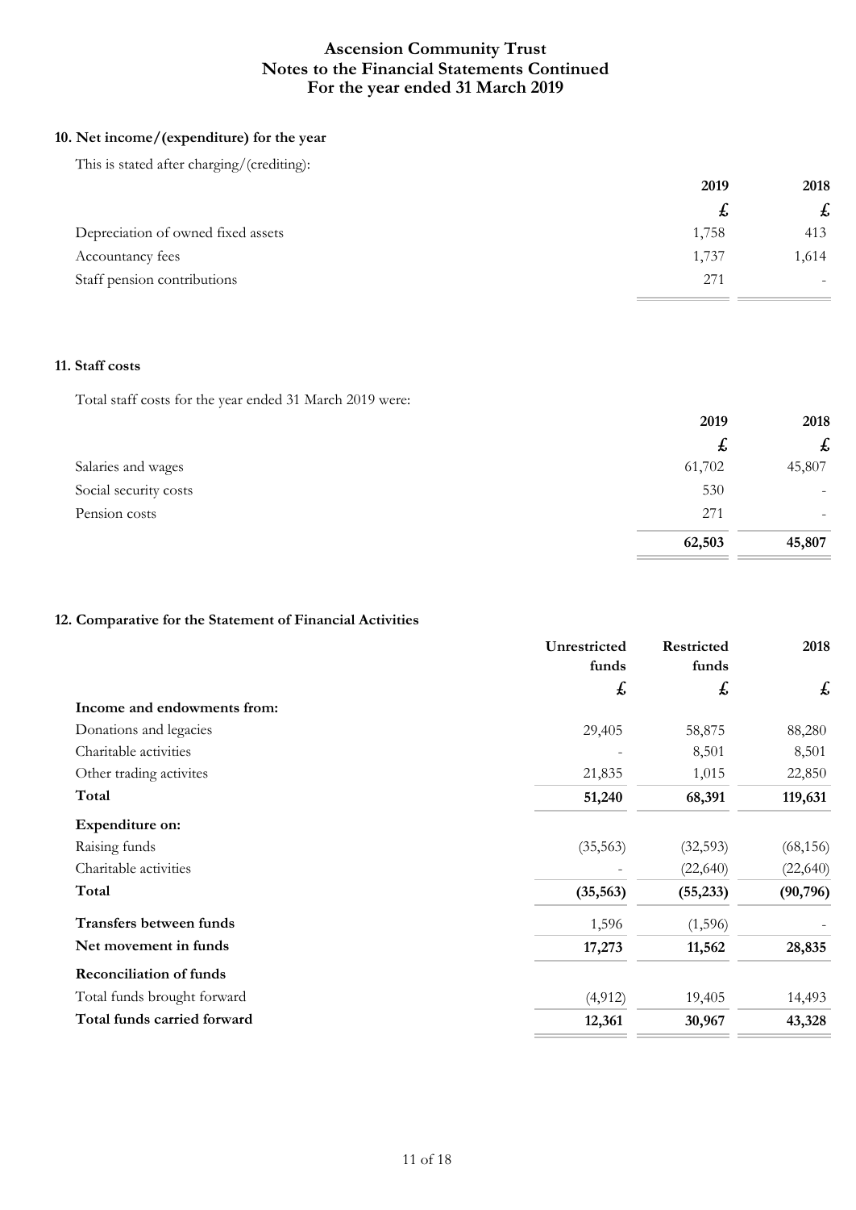# Ascension Community Trust
# Notes to the Financial Statements Continued
# For the year ended 31 March 2019

## 10. Net income/(expenditure) for the year

This is stated after charging/(crediting):

| | 2019 | 2018 |
|---|---|---|
| | £ | £ |
| Depreciation of owned fixed assets | 1,758 | 413 |
| Accountancy fees | 1,737 | 1,614 |
| Staff pension contributions | 271 | - |

## 11. Staff costs

Total staff costs for the year ended 31 March 2019 were:

| | 2019 | 2018 |
|---|---|---|
| | £ | £ |
| Salaries and wages | 61,702 | 45,807 |
| Social security costs | 530 | - |
| Pension costs | 271 | - |
| | **62,503** | **45,807** |

## 12. Comparative for the Statement of Financial Activities

| | Unrestricted funds | Restricted funds | 2018 |
|---|---|---|---|
| | £ | £ | £ |
| **Income and endowments from:** | | | |
| Donations and legacies | 29,405 | 58,875 | 88,280 |
| Charitable activities | - | 8,501 | 8,501 |
| Other trading activites | 21,835 | 1,015 | 22,850 |
| **Total** | **51,240** | **68,391** | **119,631** |
| **Expenditure on:** | | | |
| Raising funds | (35,563) | (32,593) | (68,156) |
| Charitable activities | - | (22,640) | (22,640) |
| **Total** | **(35,563)** | **(55,233)** | **(90,796)** |
| **Transfers between funds** | 1,596 | (1,596) | - |
| **Net movement in funds** | **17,273** | **11,562** | **28,835** |
| **Reconciliation of funds** | | | |
| Total funds brought forward | (4,912) | 19,405 | 14,493 |
| **Total funds carried forward** | **12,361** | **30,967** | **43,328** |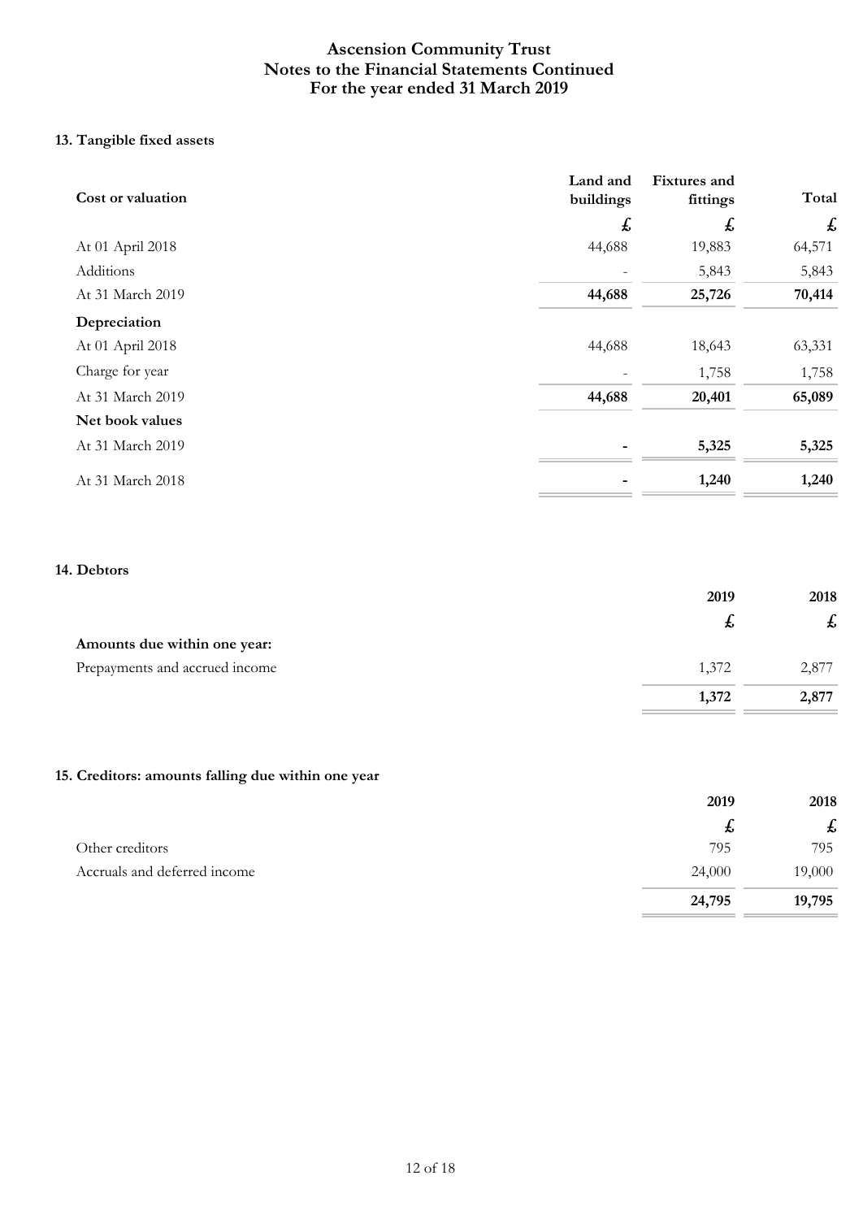# Ascension Community Trust
## Notes to the Financial Statements Continued
## For the year ended 31 March 2019

### 13. Tangible fixed assets

| **Cost or valuation** | **Land and buildings** | **Fixtures and fittings** | **Total** |
|---|---|---|---|
| | £ | £ | £ |
| At 01 April 2018 | 44,688 | 19,883 | 64,571 |
| Additions | - | 5,843 | 5,843 |
| At 31 March 2019 | **44,688** | **25,726** | **70,414** |
| **Depreciation** | | | |
| At 01 April 2018 | 44,688 | 18,643 | 63,331 |
| Charge for year | - | 1,758 | 1,758 |
| At 31 March 2019 | **44,688** | **20,401** | **65,089** |
| **Net book values** | | | |
| At 31 March 2019 | **-** | **5,325** | **5,325** |
| At 31 March 2018 | **-** | **1,240** | **1,240** |

### 14. Debtors

| | **2019** | **2018** |
|---|---|---|
| | £ | £ |
| **Amounts due within one year:** | | |
| Prepayments and accrued income | 1,372 | 2,877 |
| | **1,372** | **2,877** |

### 15. Creditors: amounts falling due within one year

| | **2019** | **2018** |
|---|---|---|
| | £ | £ |
| Other creditors | 795 | 795 |
| Accruals and deferred income | 24,000 | 19,000 |
| | **24,795** | **19,795** |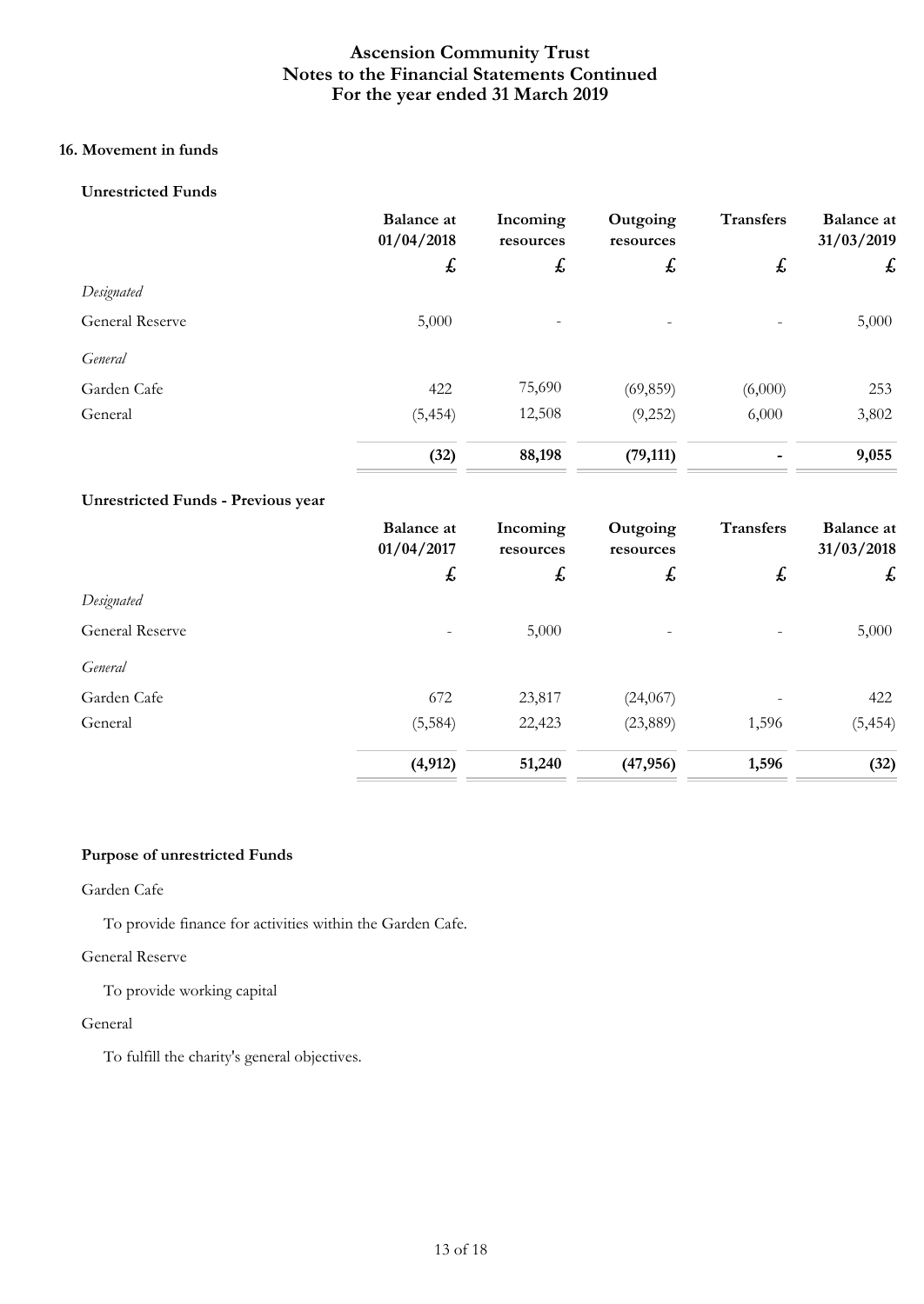# Ascension Community Trust
## Notes to the Financial Statements Continued
## For the year ended 31 March 2019

### 16. Movement in funds

**Unrestricted Funds**

| | Balance at 01/04/2018 | Incoming resources | Outgoing resources | Transfers | Balance at 31/03/2019 |
|---|---|---|---|---|---|
| | £ | £ | £ | £ | £ |
| *Designated* | | | | | |
| General Reserve | 5,000 | - | - | - | 5,000 |
| *General* | | | | | |
| Garden Cafe | 422 | 75,690 | (69,859) | (6,000) | 253 |
| General | (5,454) | 12,508 | (9,252) | 6,000 | 3,802 |
| | **(32)** | **88,198** | **(79,111)** | **-** | **9,055** |

**Unrestricted Funds - Previous year**

| | Balance at 01/04/2017 | Incoming resources | Outgoing resources | Transfers | Balance at 31/03/2018 |
|---|---|---|---|---|---|
| | £ | £ | £ | £ | £ |
| *Designated* | | | | | |
| General Reserve | - | 5,000 | - | - | 5,000 |
| *General* | | | | | |
| Garden Cafe | 672 | 23,817 | (24,067) | - | 422 |
| General | (5,584) | 22,423 | (23,889) | 1,596 | (5,454) |
| | **(4,912)** | **51,240** | **(47,956)** | **1,596** | **(32)** |

**Purpose of unrestricted Funds**

Garden Cafe

To provide finance for activities within the Garden Cafe.

General Reserve

To provide working capital

General

To fulfill the charity's general objectives.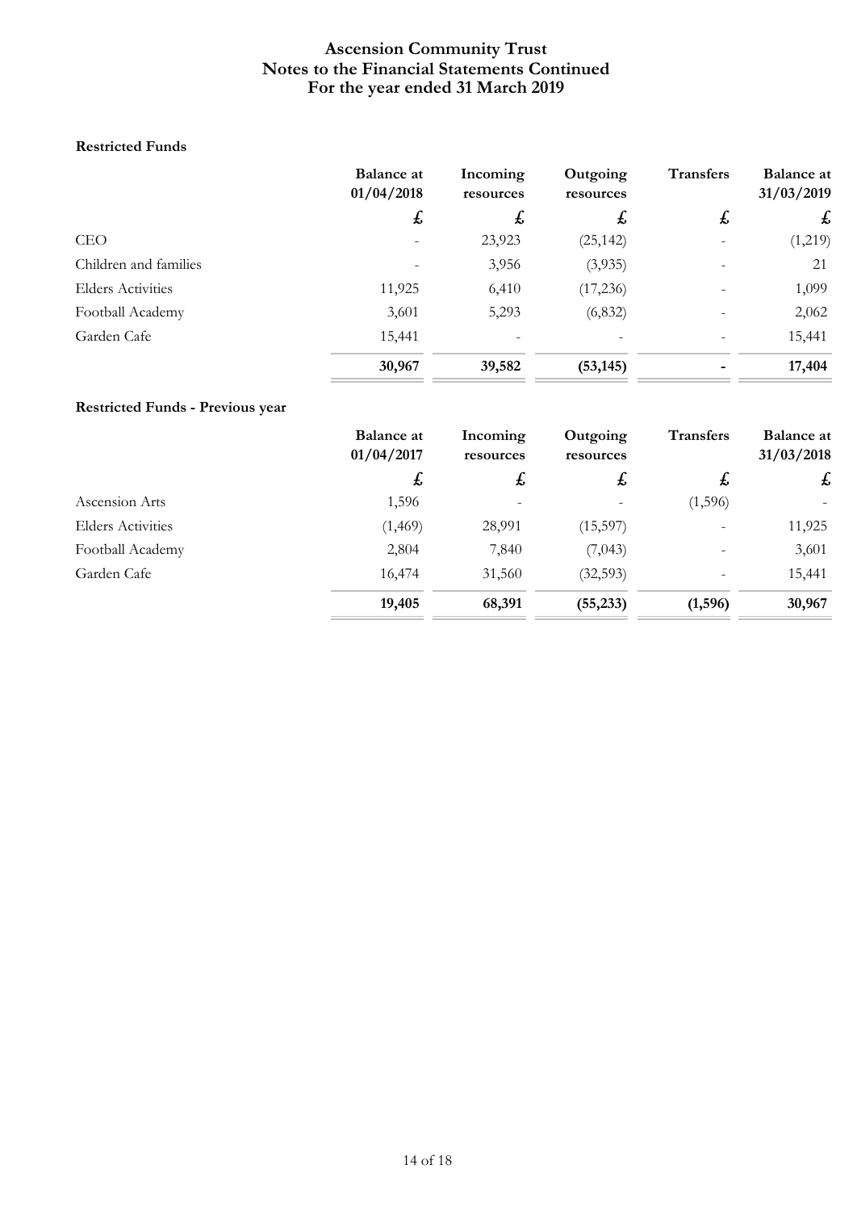# Ascension Community Trust
## Notes to the Financial Statements Continued
## For the year ended 31 March 2019

**Restricted Funds**

| | Balance at 01/04/2018 | Incoming resources | Outgoing resources | Transfers | Balance at 31/03/2019 |
|---|---|---|---|---|---|
| | £ | £ | £ | £ | £ |
| CEO | - | 23,923 | (25,142) | - | (1,219) |
| Children and families | - | 3,956 | (3,935) | - | 21 |
| Elders Activities | 11,925 | 6,410 | (17,236) | - | 1,099 |
| Football Academy | 3,601 | 5,293 | (6,832) | - | 2,062 |
| Garden Cafe | 15,441 | - | - | - | 15,441 |
| | **30,967** | **39,582** | **(53,145)** | **-** | **17,404** |

**Restricted Funds - Previous year**

| | Balance at 01/04/2017 | Incoming resources | Outgoing resources | Transfers | Balance at 31/03/2018 |
|---|---|---|---|---|---|
| | £ | £ | £ | £ | £ |
| Ascension Arts | 1,596 | - | - | (1,596) | - |
| Elders Activities | (1,469) | 28,991 | (15,597) | - | 11,925 |
| Football Academy | 2,804 | 7,840 | (7,043) | - | 3,601 |
| Garden Cafe | 16,474 | 31,560 | (32,593) | - | 15,441 |
| | **19,405** | **68,391** | **(55,233)** | **(1,596)** | **30,967** |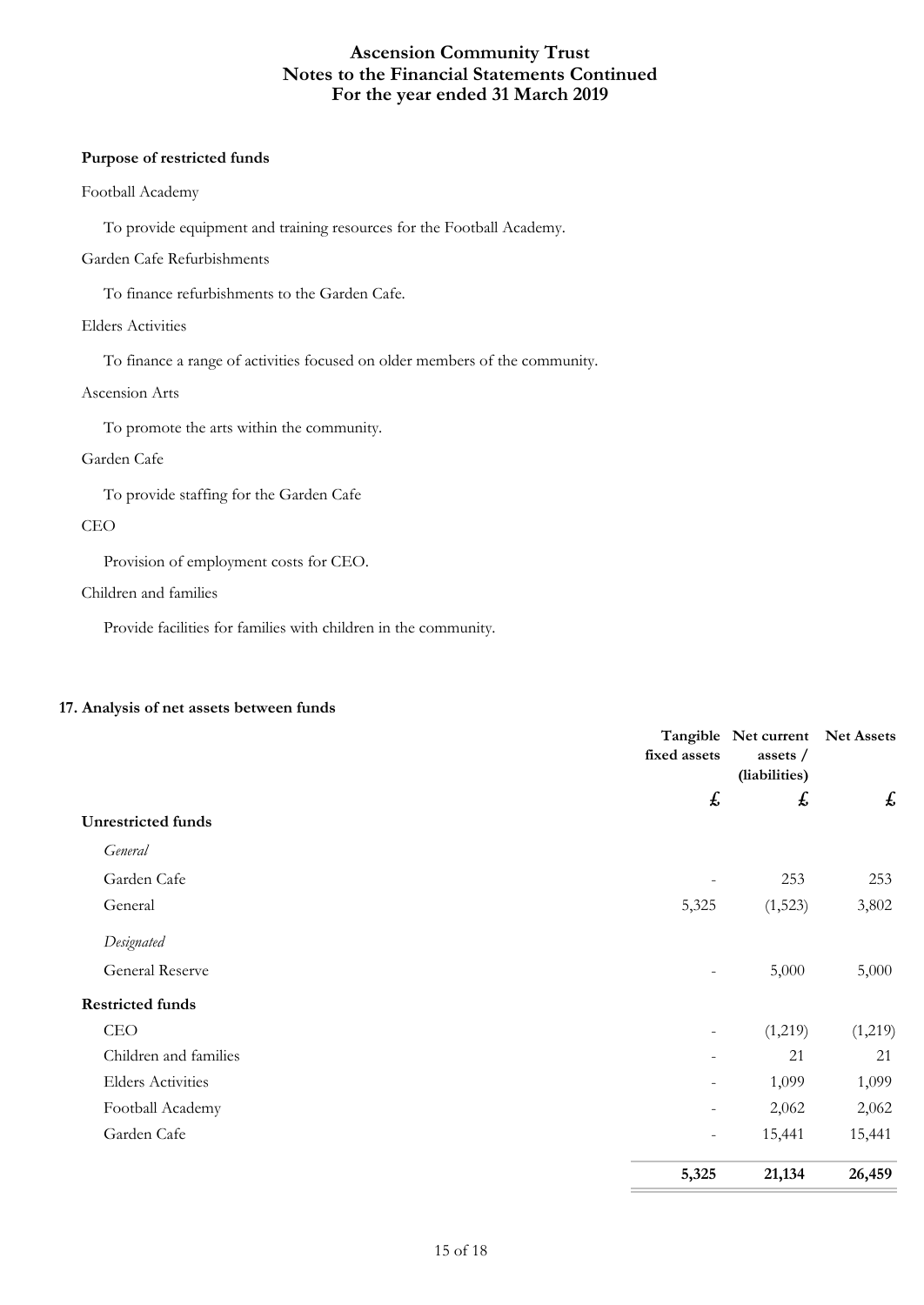**Purpose of restricted funds**

Football Academy

To provide equipment and training resources for the Football Academy.

Garden Cafe Refurbishments

To finance refurbishments to the Garden Cafe.

Elders Activities

To finance a range of activities focused on older members of the community.

Ascension Arts

To promote the arts within the community.

Garden Cafe

To provide staffing for the Garden Cafe

CEO

Provision of employment costs for CEO.

Children and families

Provide facilities for families with children in the community.

**17. Analysis of net assets between funds**

| | Tangible fixed assets | Net current assets / (liabilities) | Net Assets |
|---|---|---|---|
| | £ | £ | £ |
| **Unrestricted funds** | | | |
| *General* | | | |
| Garden Cafe | - | 253 | 253 |
| General | 5,325 | (1,523) | 3,802 |
| *Designated* | | | |
| General Reserve | - | 5,000 | 5,000 |
| **Restricted funds** | | | |
| CEO | - | (1,219) | (1,219) |
| Children and families | - | 21 | 21 |
| Elders Activities | - | 1,099 | 1,099 |
| Football Academy | - | 2,062 | 2,062 |
| Garden Cafe | - | 15,441 | 15,441 |
| | **5,325** | **21,134** | **26,459** |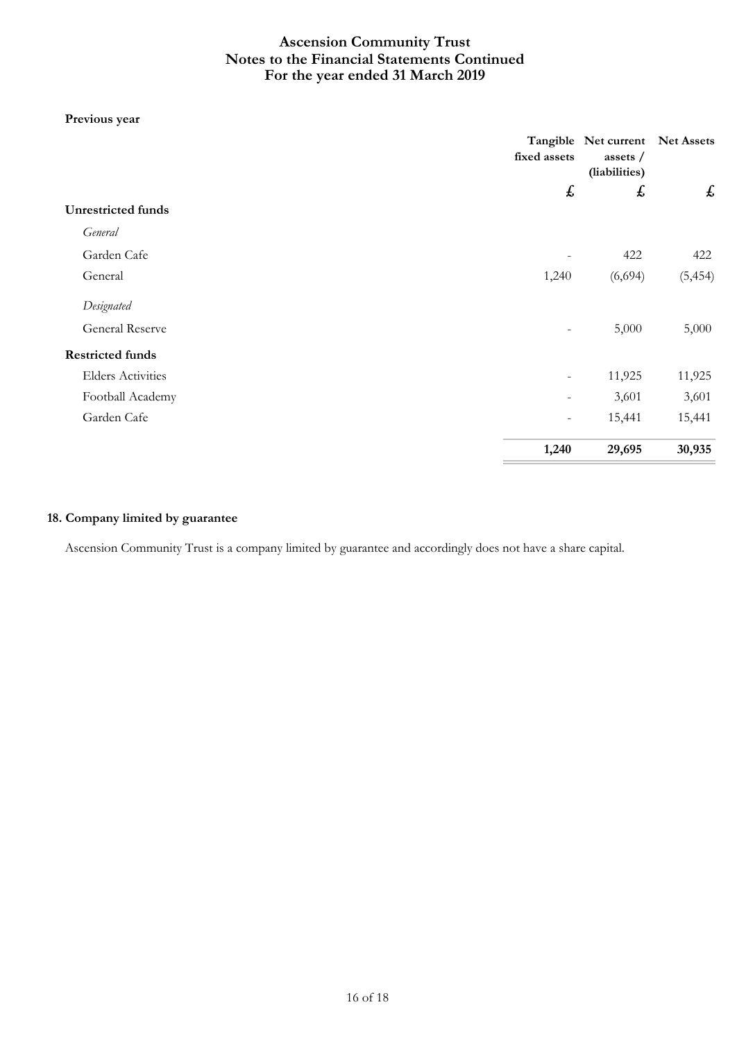**Previous year**

| | Tangible fixed assets | Net current assets / (liabilities) | Net Assets |
|---|---|---|---|
| | £ | £ | £ |
| **Unrestricted funds** | | | |
| *General* | | | |
| Garden Cafe | - | 422 | 422 |
| General | 1,240 | (6,694) | (5,454) |
| *Designated* | | | |
| General Reserve | - | 5,000 | 5,000 |
| **Restricted funds** | | | |
| Elders Activities | - | 11,925 | 11,925 |
| Football Academy | - | 3,601 | 3,601 |
| Garden Cafe | - | 15,441 | 15,441 |
| | **1,240** | **29,695** | **30,935** |

### 18. Company limited by guarantee

Ascension Community Trust is a company limited by guarantee and accordingly does not have a share capital.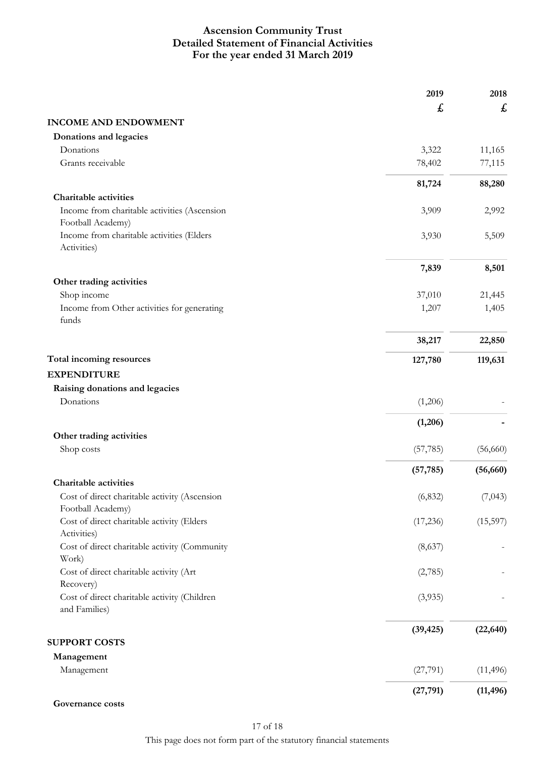# Ascension Community Trust
## Detailed Statement of Financial Activities
### For the year ended 31 March 2019

| | 2019 | 2018 |
|---|---|---|
| | £ | £ |
| **INCOME AND ENDOWMENT** | | |
| **Donations and legacies** | | |
| Donations | 3,322 | 11,165 |
| Grants receivable | 78,402 | 77,115 |
| | **81,724** | **88,280** |
| **Charitable activities** | | |
| Income from charitable activities (Ascension Football Academy) | 3,909 | 2,992 |
| Income from charitable activities (Elders Activities) | 3,930 | 5,509 |
| | **7,839** | **8,501** |
| **Other trading activities** | | |
| Shop income | 37,010 | 21,445 |
| Income from Other activities for generating funds | 1,207 | 1,405 |
| | **38,217** | **22,850** |
| **Total incoming resources** | **127,780** | **119,631** |
| **EXPENDITURE** | | |
| **Raising donations and legacies** | | |
| Donations | (1,206) | - |
| | **(1,206)** | **-** |
| **Other trading activities** | | |
| Shop costs | (57,785) | (56,660) |
| | **(57,785)** | **(56,660)** |
| **Charitable activities** | | |
| Cost of direct charitable activity (Ascension Football Academy) | (6,832) | (7,043) |
| Cost of direct charitable activity (Elders Activities) | (17,236) | (15,597) |
| Cost of direct charitable activity (Community Work) | (8,637) | - |
| Cost of direct charitable activity (Art Recovery) | (2,785) | - |
| Cost of direct charitable activity (Children and Families) | (3,935) | - |
| | **(39,425)** | **(22,640)** |
| **SUPPORT COSTS** | | |
| **Management** | | |
| Management | (27,791) | (11,496) |
| | **(27,791)** | **(11,496)** |
| **Governance costs** | | |

This page does not form part of the statutory financial statements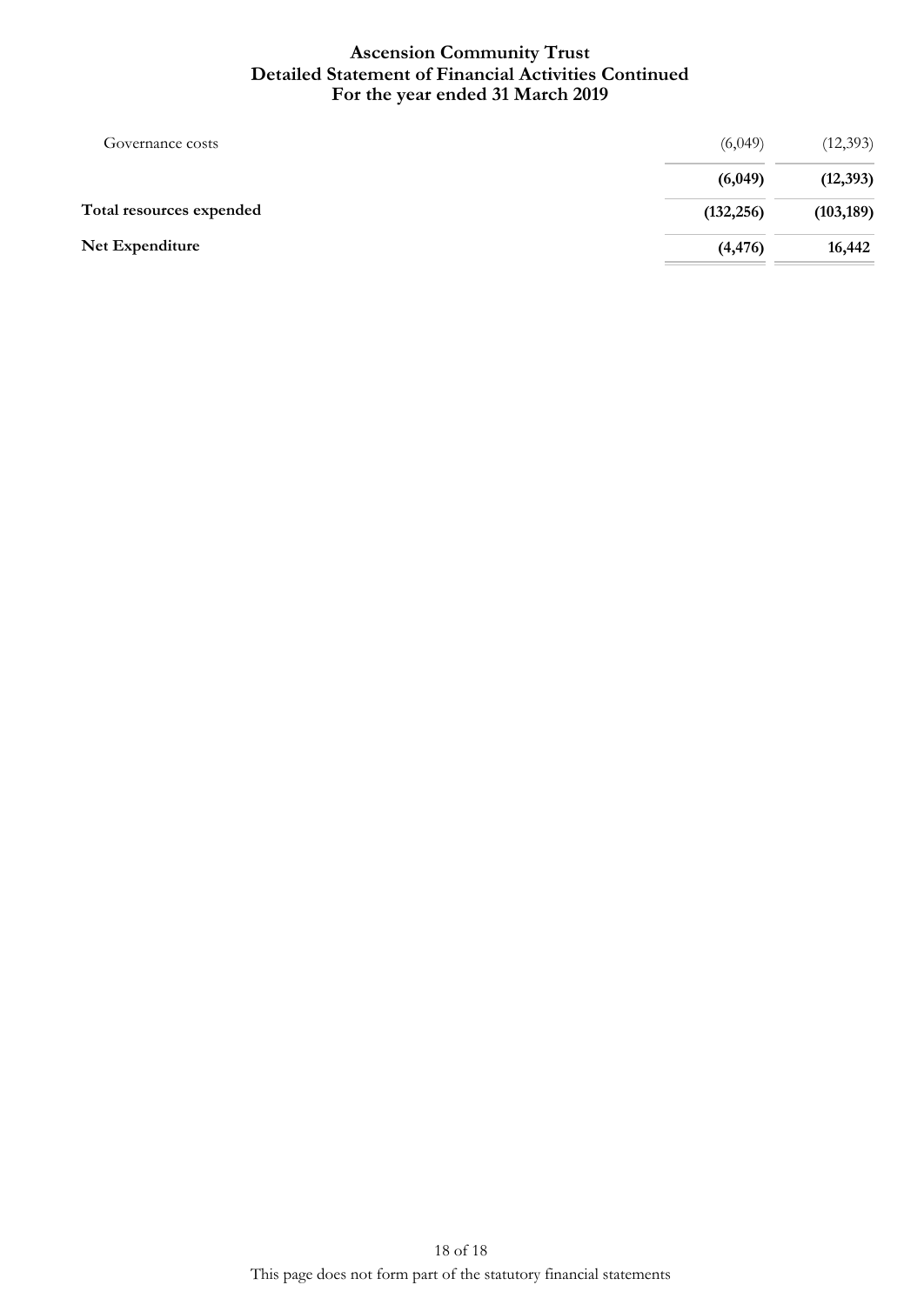# Ascension Community Trust
## Detailed Statement of Financial Activities Continued
## For the year ended 31 March 2019

| | | |
|---|---|---|
| Governance costs | (6,049) | (12,393) |
| | **(6,049)** | **(12,393)** |
| **Total resources expended** | **(132,256)** | **(103,189)** |
| **Net Expenditure** | **(4,476)** | **16,442** |

This page does not form part of the statutory financial statements